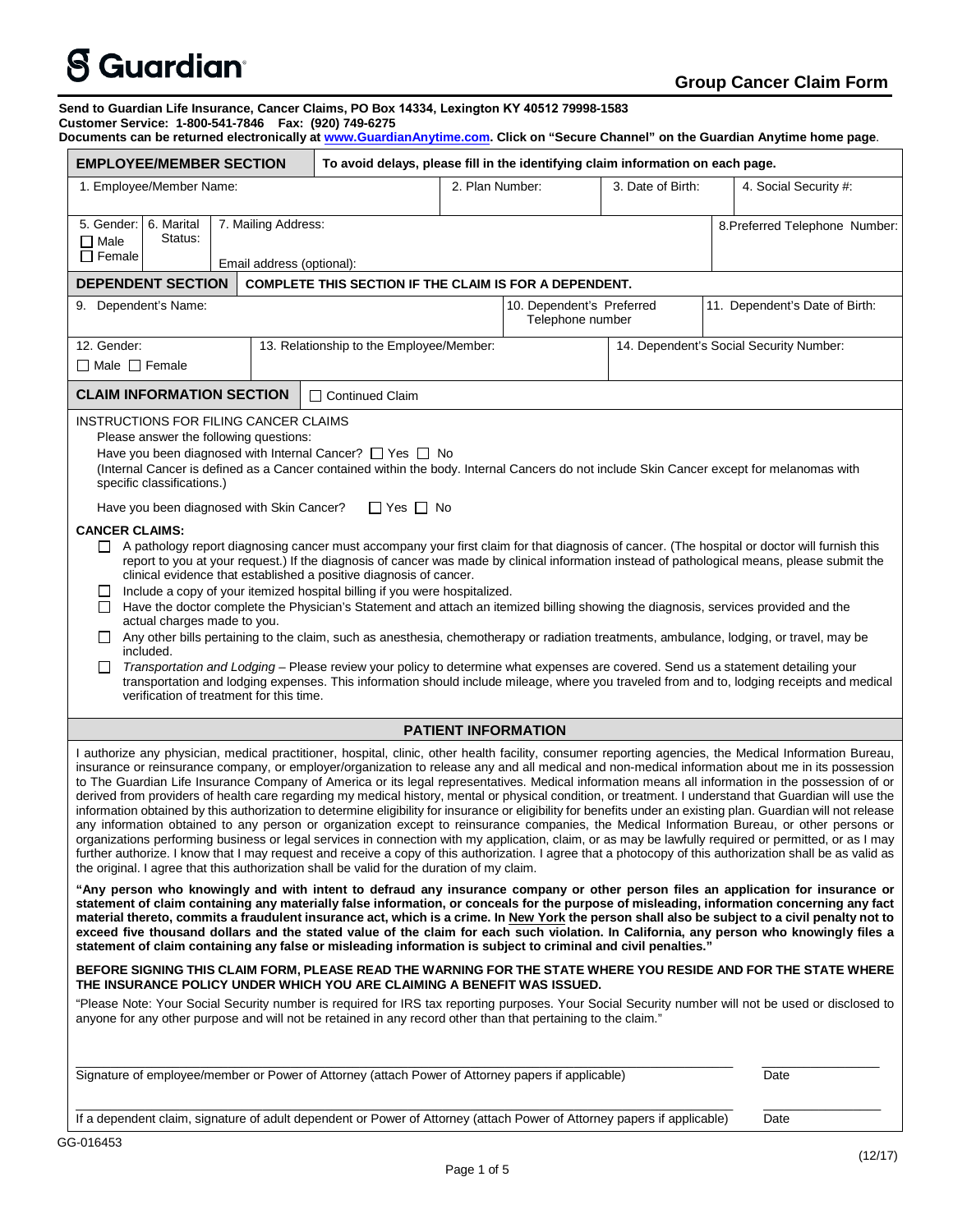# Guardian

## Group Cancer Claim Form

**Send to Guardian Life Insurance, Cancer Claims, PO Box 14334, Lexington KY 40512 79998-1583**
**Customer Service: 1-800-541-7846 Fax: (920) 749-6275**
**Documents can be returned electronically at [www.GuardianAnytime.com](http://www.GuardianAnytime.com). Click on "Secure Channel" on the Guardian Anytime home page**.

| **EMPLOYEE/MEMBER SECTION** | **To avoid delays, please fill in the identifying claim information on each page.** | | |
|---|---|---|---|
| 1. Employee/Member Name: | 2. Plan Number: | 3. Date of Birth: | 4. Social Security #: |
| 5. Gender: ☐ Male ☐ Female / 6. Marital Status: | 7. Mailing Address: Email address (optional): | | 8.Preferred Telephone Number: |

| **DEPENDENT SECTION** | **COMPLETE THIS SECTION IF THE CLAIM IS FOR A DEPENDENT.** | |
|---|---|---|
| 9. Dependent's Name: | 10. Dependent's Preferred Telephone number | 11. Dependent's Date of Birth: |
| 12. Gender: ☐ Male ☐ Female | 13. Relationship to the Employee/Member: | 14. Dependent's Social Security Number: |

**CLAIM INFORMATION SECTION** ☐ Continued Claim

INSTRUCTIONS FOR FILING CANCER CLAIMS

Please answer the following questions:

Have you been diagnosed with Internal Cancer? ☐ Yes ☐ No

(Internal Cancer is defined as a Cancer contained within the body. Internal Cancers do not include Skin Cancer except for melanomas with specific classifications.)

Have you been diagnosed with Skin Cancer? ☐ Yes ☐ No

**CANCER CLAIMS:**

- ☐ A pathology report diagnosing cancer must accompany your first claim for that diagnosis of cancer. (The hospital or doctor will furnish this report to you at your request.) If the diagnosis of cancer was made by clinical information instead of pathological means, please submit the clinical evidence that established a positive diagnosis of cancer.
- ☐ Include a copy of your itemized hospital billing if you were hospitalized.
- ☐ Have the doctor complete the Physician's Statement and attach an itemized billing showing the diagnosis, services provided and the actual charges made to you.
- ☐ Any other bills pertaining to the claim, such as anesthesia, chemotherapy or radiation treatments, ambulance, lodging, or travel, may be included.
- ☐ *Transportation and Lodging* – Please review your policy to determine what expenses are covered. Send us a statement detailing your transportation and lodging expenses. This information should include mileage, where you traveled from and to, lodging receipts and medical verification of treatment for this time.

### PATIENT INFORMATION

I authorize any physician, medical practitioner, hospital, clinic, other health facility, consumer reporting agencies, the Medical Information Bureau, insurance or reinsurance company, or employer/organization to release any and all medical and non-medical information about me in its possession to The Guardian Life Insurance Company of America or its legal representatives. Medical information means all information in the possession of or derived from providers of health care regarding my medical history, mental or physical condition, or treatment. I understand that Guardian will use the information obtained by this authorization to determine eligibility for insurance or eligibility for benefits under an existing plan. Guardian will not release any information obtained to any person or organization except to reinsurance companies, the Medical Information Bureau, or other persons or organizations performing business or legal services in connection with my application, claim, or as may be lawfully required or permitted, or as I may further authorize. I know that I may request and receive a copy of this authorization. I agree that a photocopy of this authorization shall be as valid as the original. I agree that this authorization shall be valid for the duration of my claim.

**"Any person who knowingly and with intent to defraud any insurance company or other person files an application for insurance or statement of claim containing any materially false information, or conceals for the purpose of misleading, information concerning any fact material thereto, commits a fraudulent insurance act, which is a crime. In New York the person shall also be subject to a civil penalty not to exceed five thousand dollars and the stated value of the claim for each such violation. In California, any person who knowingly files a statement of claim containing any false or misleading information is subject to criminal and civil penalties."**

**BEFORE SIGNING THIS CLAIM FORM, PLEASE READ THE WARNING FOR THE STATE WHERE YOU RESIDE AND FOR THE STATE WHERE THE INSURANCE POLICY UNDER WHICH YOU ARE CLAIMING A BENEFIT WAS ISSUED.**

"Please Note: Your Social Security number is required for IRS tax reporting purposes. Your Social Security number will not be used or disclosed to anyone for any other purpose and will not be retained in any record other than that pertaining to the claim."

Signature of employee/member or Power of Attorney (attach Power of Attorney papers if applicable) ________________ Date ________

If a dependent claim, signature of adult dependent or Power of Attorney (attach Power of Attorney papers if applicable) ________________ Date ________

GG-016453 (12/17)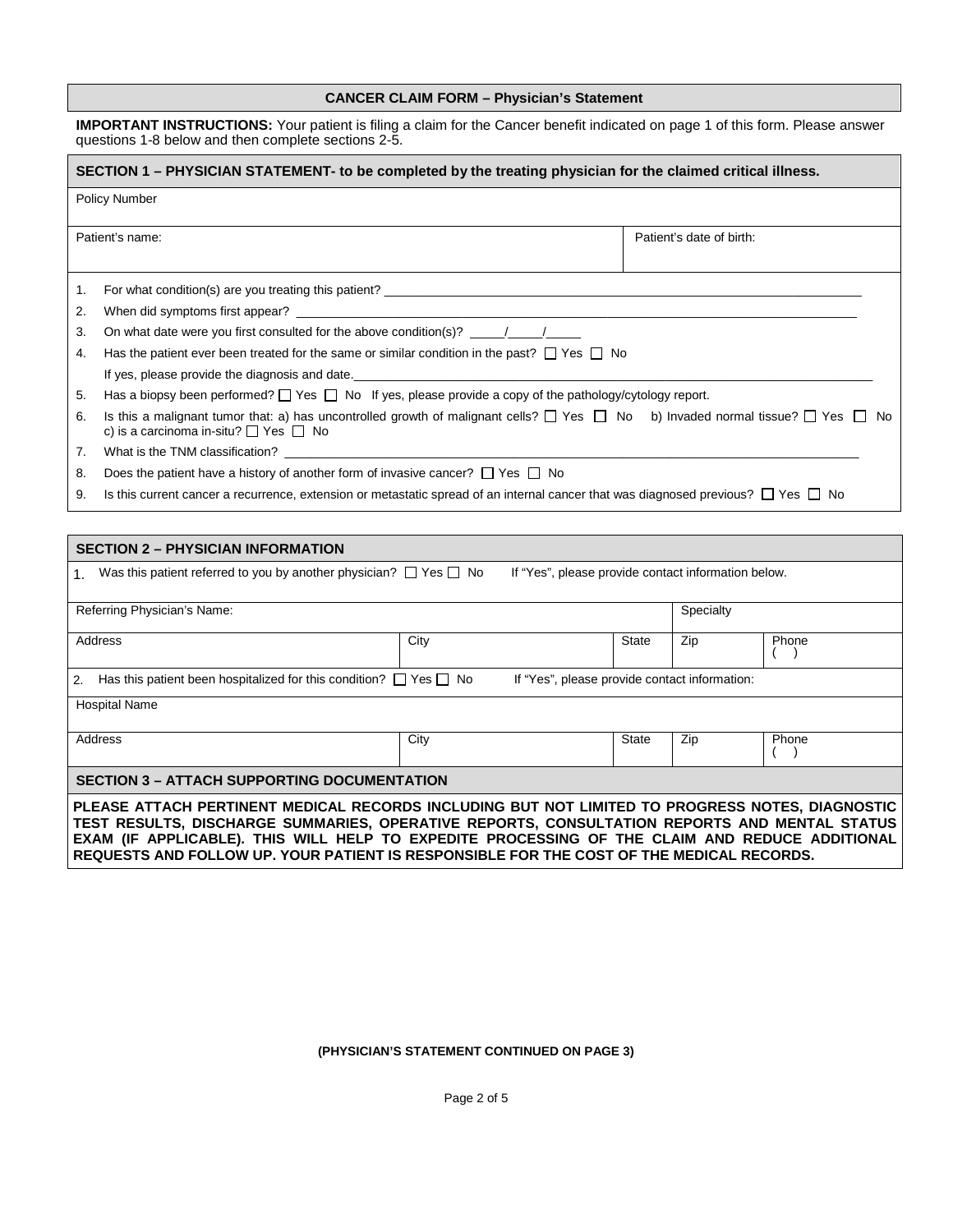## CANCER CLAIM FORM – Physician's Statement

**IMPORTANT INSTRUCTIONS:** Your patient is filing a claim for the Cancer benefit indicated on page 1 of this form. Please answer questions 1-8 below and then complete sections 2-5.

### SECTION 1 – PHYSICIAN STATEMENT- to be completed by the treating physician for the claimed critical illness.

| Policy Number | |
|---|---|
| Patient's name: | Patient's date of birth: |

1. For what condition(s) are you treating this patient? ______________________
2. When did symptoms first appear? ______________________
3. On what date were you first consulted for the above condition(s)? _____/_____/_____
4. Has the patient ever been treated for the same or similar condition in the past? ☐ Yes ☐ No

   If yes, please provide the diagnosis and date.______________________
5. Has a biopsy been performed? ☐ Yes ☐ No If yes, please provide a copy of the pathology/cytology report.
6. Is this a malignant tumor that: a) has uncontrolled growth of malignant cells? ☐ Yes ☐ No b) Invaded normal tissue? ☐ Yes ☐ No c) is a carcinoma in-situ? ☐ Yes ☐ No
7. What is the TNM classification? ______________________
8. Does the patient have a history of another form of invasive cancer? ☐ Yes ☐ No
9. Is this current cancer a recurrence, extension or metastatic spread of an internal cancer that was diagnosed previous? ☐ Yes ☐ No

### SECTION 2 – PHYSICIAN INFORMATION

1. Was this patient referred to you by another physician? ☐ Yes ☐ No If "Yes", please provide contact information below.

| Referring Physician's Name: | | | Specialty | |
|---|---|---|---|---|
| Address | City | State | Zip | Phone ( ) |

2. Has this patient been hospitalized for this condition? ☐ Yes ☐ No If "Yes", please provide contact information:

| Hospital Name | | | | |
|---|---|---|---|---|
| Address | City | State | Zip | Phone ( ) |

### SECTION 3 – ATTACH SUPPORTING DOCUMENTATION

**PLEASE ATTACH PERTINENT MEDICAL RECORDS INCLUDING BUT NOT LIMITED TO PROGRESS NOTES, DIAGNOSTIC TEST RESULTS, DISCHARGE SUMMARIES, OPERATIVE REPORTS, CONSULTATION REPORTS AND MENTAL STATUS EXAM (IF APPLICABLE). THIS WILL HELP TO EXPEDITE PROCESSING OF THE CLAIM AND REDUCE ADDITIONAL REQUESTS AND FOLLOW UP. YOUR PATIENT IS RESPONSIBLE FOR THE COST OF THE MEDICAL RECORDS.**

**(PHYSICIAN'S STATEMENT CONTINUED ON PAGE 3)**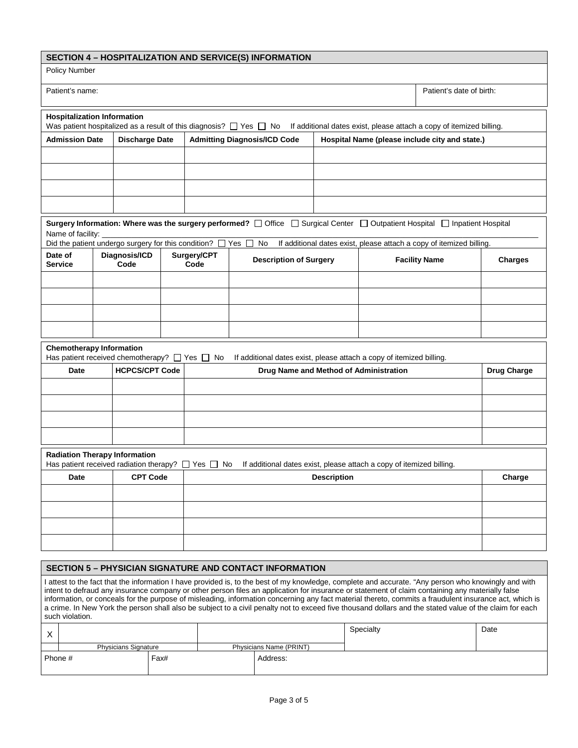## SECTION 4 – HOSPITALIZATION AND SERVICE(S) INFORMATION

Policy Number

| Patient's name: | Patient's date of birth: |
|---|---|
| | |

**Hospitalization Information**

Was patient hospitalized as a result of this diagnosis? ☐ Yes ☐ No If additional dates exist, please attach a copy of itemized billing.

| Admission Date | Discharge Date | Admitting Diagnosis/ICD Code | Hospital Name (please include city and state.) |
|---|---|---|---|
| | | | |
| | | | |
| | | | |
| | | | |

**Surgery Information: Where was the surgery performed?** ☐ Office ☐ Surgical Center ☐ Outpatient Hospital ☐ Inpatient Hospital

Name of facility: ______________________________

Did the patient undergo surgery for this condition? ☐ Yes ☐ No If additional dates exist, please attach a copy of itemized billing.

| Date of Service | Diagnosis/ICD Code | Surgery/CPT Code | Description of Surgery | Facility Name | Charges |
|---|---|---|---|---|---|
| | | | | | |
| | | | | | |
| | | | | | |
| | | | | | |

**Chemotherapy Information**

Has patient received chemotherapy? ☐ Yes ☐ No If additional dates exist, please attach a copy of itemized billing.

| Date | HCPCS/CPT Code | Drug Name and Method of Administration | Drug Charge |
|---|---|---|---|
| | | | |
| | | | |
| | | | |
| | | | |

**Radiation Therapy Information**

Has patient received radiation therapy? ☐ Yes ☐ No If additional dates exist, please attach a copy of itemized billing.

| Date | CPT Code | Description | Charge |
|---|---|---|---|
| | | | |
| | | | |
| | | | |
| | | | |

## SECTION 5 – PHYSICIAN SIGNATURE AND CONTACT INFORMATION

I attest to the fact that the information I have provided is, to the best of my knowledge, complete and accurate. "Any person who knowingly and with intent to defraud any insurance company or other person files an application for insurance or statement of claim containing any materially false information, or conceals for the purpose of misleading, information concerning any fact material thereto, commits a fraudulent insurance act, which is a crime. In New York the person shall also be subject to a civil penalty not to exceed five thousand dollars and the stated value of the claim for each such violation.

| X | | | Specialty | Date |
|---|---|---|---|---|
| | Physicians Signature | Physicians Name (PRINT) | | |

| Phone # | Fax# | Address: |
|---|---|---|
| | | |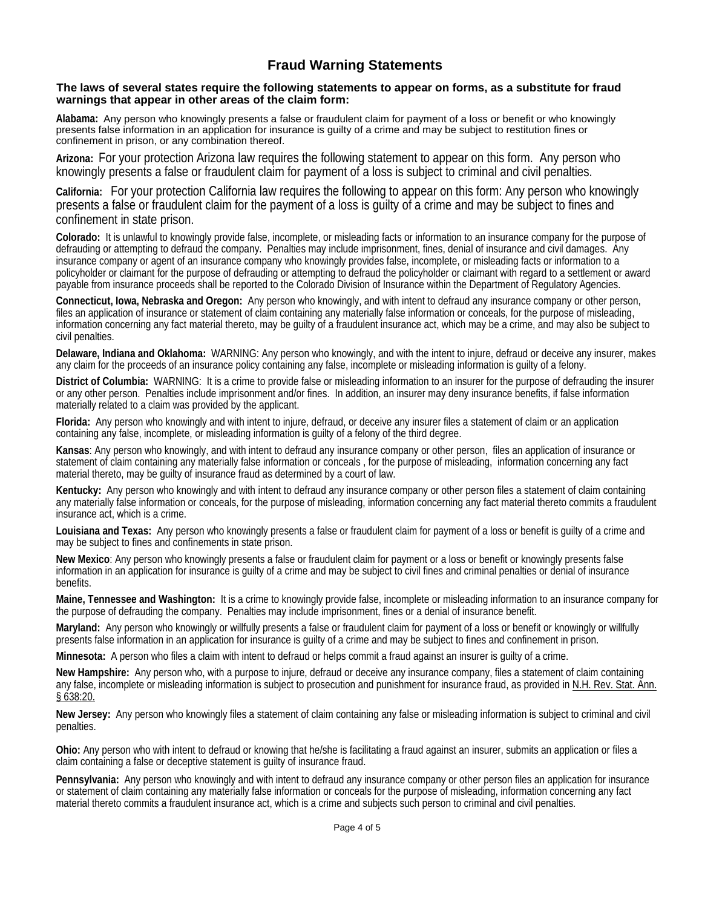# Fraud Warning Statements

**The laws of several states require the following statements to appear on forms, as a substitute for fraud warnings that appear in other areas of the claim form:**

**Alabama:** Any person who knowingly presents a false or fraudulent claim for payment of a loss or benefit or who knowingly presents false information in an application for insurance is guilty of a crime and may be subject to restitution fines or confinement in prison, or any combination thereof.

**Arizona:** For your protection Arizona law requires the following statement to appear on this form. Any person who knowingly presents a false or fraudulent claim for payment of a loss is subject to criminal and civil penalties.

**California:** For your protection California law requires the following to appear on this form: Any person who knowingly presents a false or fraudulent claim for the payment of a loss is guilty of a crime and may be subject to fines and confinement in state prison.

**Colorado:** It is unlawful to knowingly provide false, incomplete, or misleading facts or information to an insurance company for the purpose of defrauding or attempting to defraud the company. Penalties may include imprisonment, fines, denial of insurance and civil damages. Any insurance company or agent of an insurance company who knowingly provides false, incomplete, or misleading facts or information to a policyholder or claimant for the purpose of defrauding or attempting to defraud the policyholder or claimant with regard to a settlement or award payable from insurance proceeds shall be reported to the Colorado Division of Insurance within the Department of Regulatory Agencies.

**Connecticut, Iowa, Nebraska and Oregon:** Any person who knowingly, and with intent to defraud any insurance company or other person, files an application of insurance or statement of claim containing any materially false information or conceals, for the purpose of misleading, information concerning any fact material thereto, may be guilty of a fraudulent insurance act, which may be a crime, and may also be subject to civil penalties.

**Delaware, Indiana and Oklahoma:** WARNING: Any person who knowingly, and with the intent to injure, defraud or deceive any insurer, makes any claim for the proceeds of an insurance policy containing any false, incomplete or misleading information is guilty of a felony.

**District of Columbia:** WARNING: It is a crime to provide false or misleading information to an insurer for the purpose of defrauding the insurer or any other person. Penalties include imprisonment and/or fines. In addition, an insurer may deny insurance benefits, if false information materially related to a claim was provided by the applicant.

**Florida:** Any person who knowingly and with intent to injure, defraud, or deceive any insurer files a statement of claim or an application containing any false, incomplete, or misleading information is guilty of a felony of the third degree.

**Kansas**: Any person who knowingly, and with intent to defraud any insurance company or other person, files an application of insurance or statement of claim containing any materially false information or conceals , for the purpose of misleading, information concerning any fact material thereto, may be guilty of insurance fraud as determined by a court of law.

**Kentucky:** Any person who knowingly and with intent to defraud any insurance company or other person files a statement of claim containing any materially false information or conceals, for the purpose of misleading, information concerning any fact material thereto commits a fraudulent insurance act, which is a crime.

**Louisiana and Texas:** Any person who knowingly presents a false or fraudulent claim for payment of a loss or benefit is guilty of a crime and may be subject to fines and confinements in state prison.

**New Mexico**: Any person who knowingly presents a false or fraudulent claim for payment or a loss or benefit or knowingly presents false information in an application for insurance is guilty of a crime and may be subject to civil fines and criminal penalties or denial of insurance benefits.

**Maine, Tennessee and Washington:** It is a crime to knowingly provide false, incomplete or misleading information to an insurance company for the purpose of defrauding the company. Penalties may include imprisonment, fines or a denial of insurance benefit.

**Maryland:** Any person who knowingly or willfully presents a false or fraudulent claim for payment of a loss or benefit or knowingly or willfully presents false information in an application for insurance is guilty of a crime and may be subject to fines and confinement in prison.

**Minnesota:** A person who files a claim with intent to defraud or helps commit a fraud against an insurer is guilty of a crime.

**New Hampshire:** Any person who, with a purpose to injure, defraud or deceive any insurance company, files a statement of claim containing any false, incomplete or misleading information is subject to prosecution and punishment for insurance fraud, as provided in N.H. Rev. Stat. Ann. § 638:20.

**New Jersey:** Any person who knowingly files a statement of claim containing any false or misleading information is subject to criminal and civil penalties.

**Ohio:** Any person who with intent to defraud or knowing that he/she is facilitating a fraud against an insurer, submits an application or files a claim containing a false or deceptive statement is guilty of insurance fraud.

**Pennsylvania:** Any person who knowingly and with intent to defraud any insurance company or other person files an application for insurance or statement of claim containing any materially false information or conceals for the purpose of misleading, information concerning any fact material thereto commits a fraudulent insurance act, which is a crime and subjects such person to criminal and civil penalties.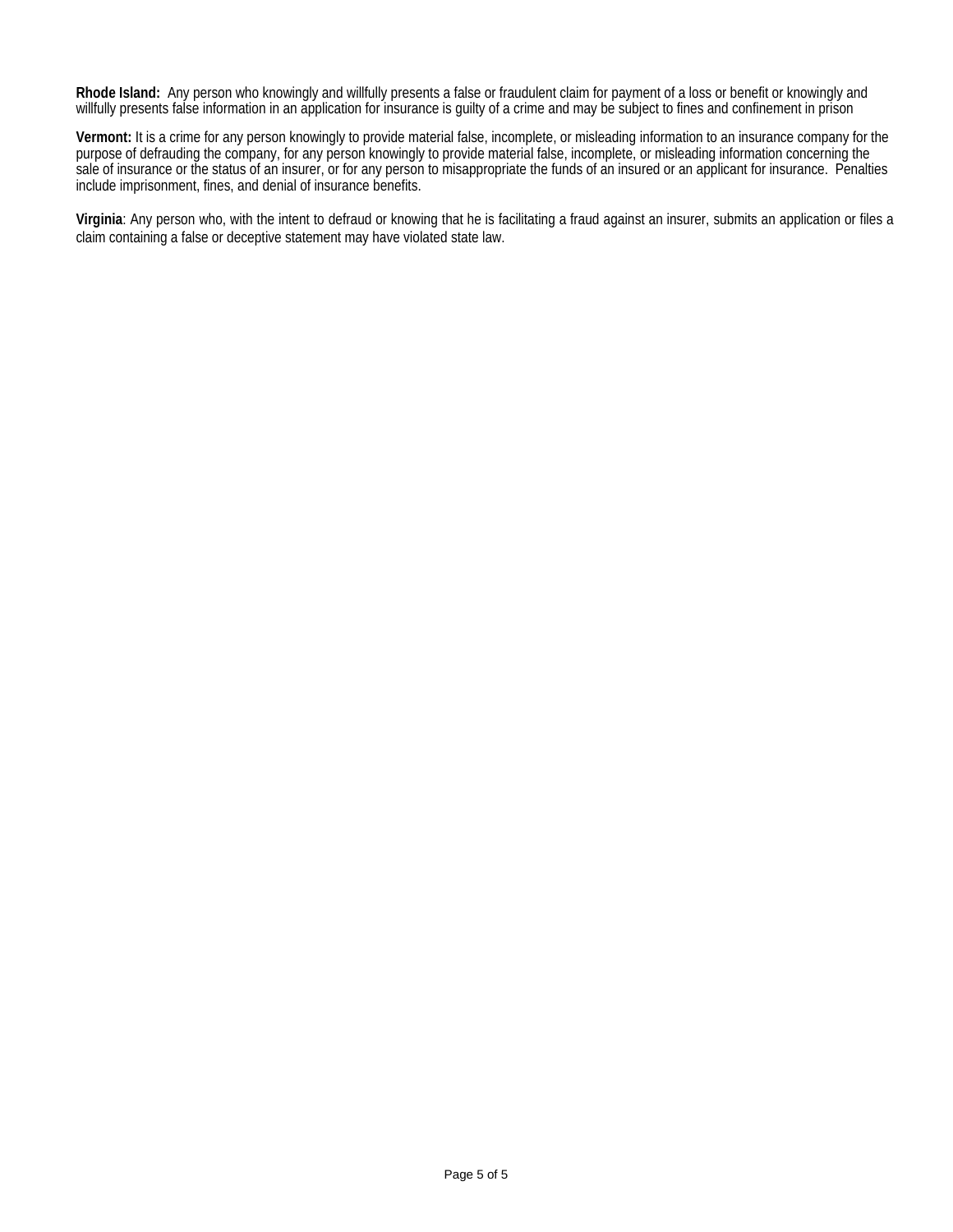**Rhode Island:** Any person who knowingly and willfully presents a false or fraudulent claim for payment of a loss or benefit or knowingly and willfully presents false information in an application for insurance is guilty of a crime and may be subject to fines and confinement in prison

**Vermont:** It is a crime for any person knowingly to provide material false, incomplete, or misleading information to an insurance company for the purpose of defrauding the company, for any person knowingly to provide material false, incomplete, or misleading information concerning the sale of insurance or the status of an insurer, or for any person to misappropriate the funds of an insured or an applicant for insurance. Penalties include imprisonment, fines, and denial of insurance benefits.

**Virginia**: Any person who, with the intent to defraud or knowing that he is facilitating a fraud against an insurer, submits an application or files a claim containing a false or deceptive statement may have violated state law.